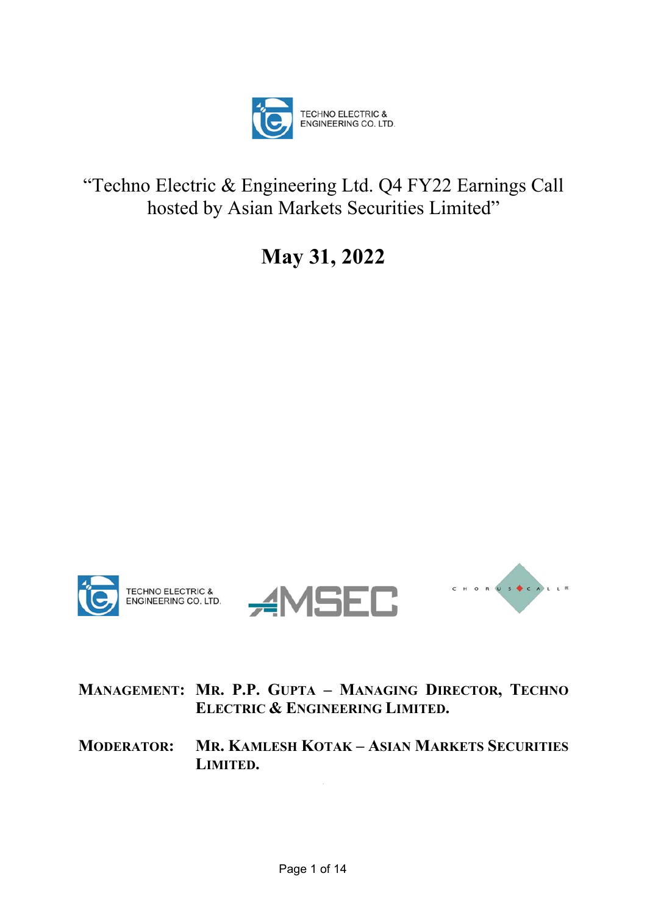TECHNO ELECTRIC & ENGINEERING CO. LTD.

# "Techno Electric & Engineering Ltd. Q4 FY22 Earnings Call hosted by Asian Markets Securities Limited"

## May 31, 2022

TECHNO ELECTRIC & ENGINEERING CO. LTD.

AMSEC

CHORUS CALL®

**MANAGEMENT:** **MR. P.P. GUPTA – MANAGING DIRECTOR, TECHNO ELECTRIC & ENGINEERING LIMITED.**

**MODERATOR:** **MR. KAMLESH KOTAK – ASIAN MARKETS SECURITIES LIMITED.**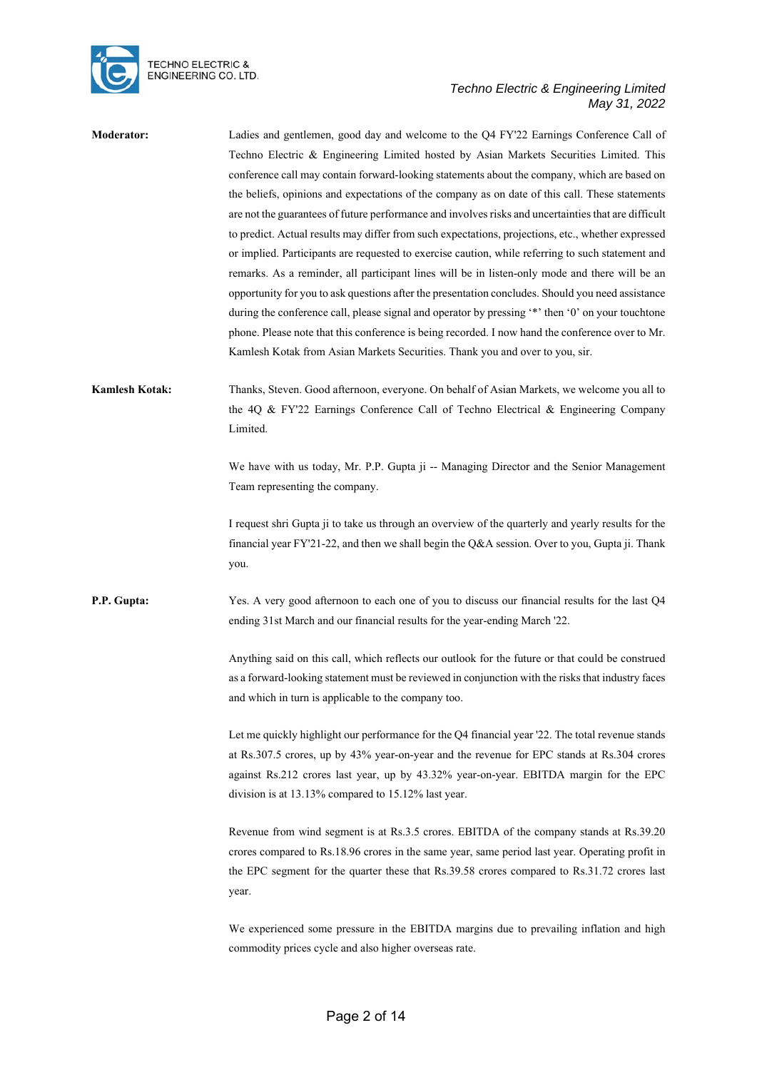**Moderator:** Ladies and gentlemen, good day and welcome to the Q4 FY'22 Earnings Conference Call of Techno Electric & Engineering Limited hosted by Asian Markets Securities Limited. This conference call may contain forward-looking statements about the company, which are based on the beliefs, opinions and expectations of the company as on date of this call. These statements are not the guarantees of future performance and involves risks and uncertainties that are difficult to predict. Actual results may differ from such expectations, projections, etc., whether expressed or implied. Participants are requested to exercise caution, while referring to such statement and remarks. As a reminder, all participant lines will be in listen-only mode and there will be an opportunity for you to ask questions after the presentation concludes. Should you need assistance during the conference call, please signal and operator by pressing '*' then '0' on your touchtone phone. Please note that this conference is being recorded. I now hand the conference over to Mr. Kamlesh Kotak from Asian Markets Securities. Thank you and over to you, sir.

**Kamlesh Kotak:** Thanks, Steven. Good afternoon, everyone. On behalf of Asian Markets, we welcome you all to the 4Q & FY'22 Earnings Conference Call of Techno Electrical & Engineering Company Limited.

We have with us today, Mr. P.P. Gupta ji -- Managing Director and the Senior Management Team representing the company.

I request shri Gupta ji to take us through an overview of the quarterly and yearly results for the financial year FY'21-22, and then we shall begin the Q&A session. Over to you, Gupta ji. Thank you.

**P.P. Gupta:** Yes. A very good afternoon to each one of you to discuss our financial results for the last Q4 ending 31st March and our financial results for the year-ending March '22.

Anything said on this call, which reflects our outlook for the future or that could be construed as a forward-looking statement must be reviewed in conjunction with the risks that industry faces and which in turn is applicable to the company too.

Let me quickly highlight our performance for the Q4 financial year '22. The total revenue stands at Rs.307.5 crores, up by 43% year-on-year and the revenue for EPC stands at Rs.304 crores against Rs.212 crores last year, up by 43.32% year-on-year. EBITDA margin for the EPC division is at 13.13% compared to 15.12% last year.

Revenue from wind segment is at Rs.3.5 crores. EBITDA of the company stands at Rs.39.20 crores compared to Rs.18.96 crores in the same year, same period last year. Operating profit in the EPC segment for the quarter these that Rs.39.58 crores compared to Rs.31.72 crores last year.

We experienced some pressure in the EBITDA margins due to prevailing inflation and high commodity prices cycle and also higher overseas rate.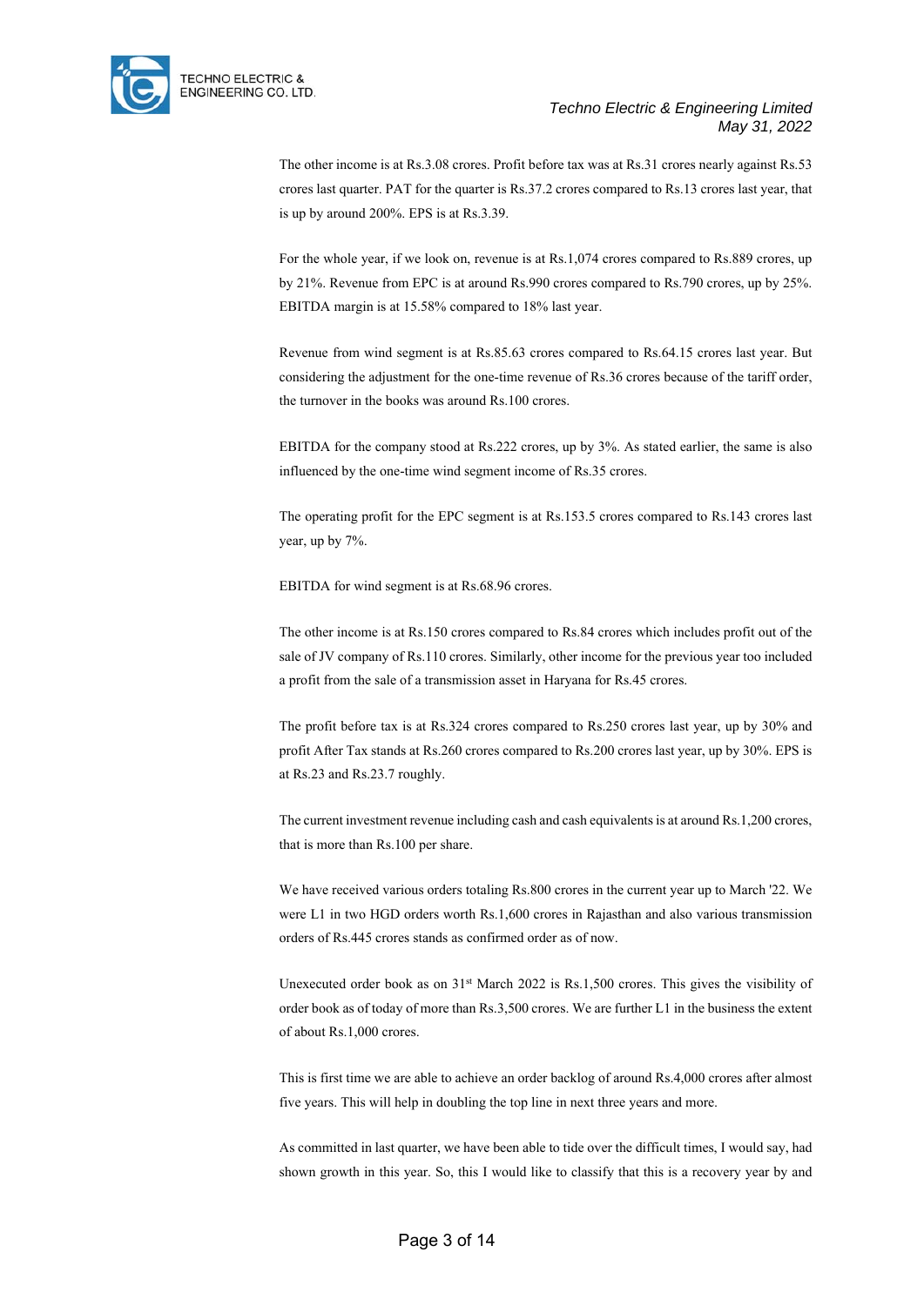The other income is at Rs.3.08 crores. Profit before tax was at Rs.31 crores nearly against Rs.53 crores last quarter. PAT for the quarter is Rs.37.2 crores compared to Rs.13 crores last year, that is up by around 200%. EPS is at Rs.3.39.

For the whole year, if we look on, revenue is at Rs.1,074 crores compared to Rs.889 crores, up by 21%. Revenue from EPC is at around Rs.990 crores compared to Rs.790 crores, up by 25%. EBITDA margin is at 15.58% compared to 18% last year.

Revenue from wind segment is at Rs.85.63 crores compared to Rs.64.15 crores last year. But considering the adjustment for the one-time revenue of Rs.36 crores because of the tariff order, the turnover in the books was around Rs.100 crores.

EBITDA for the company stood at Rs.222 crores, up by 3%. As stated earlier, the same is also influenced by the one-time wind segment income of Rs.35 crores.

The operating profit for the EPC segment is at Rs.153.5 crores compared to Rs.143 crores last year, up by 7%.

EBITDA for wind segment is at Rs.68.96 crores.

The other income is at Rs.150 crores compared to Rs.84 crores which includes profit out of the sale of JV company of Rs.110 crores. Similarly, other income for the previous year too included a profit from the sale of a transmission asset in Haryana for Rs.45 crores.

The profit before tax is at Rs.324 crores compared to Rs.250 crores last year, up by 30% and profit After Tax stands at Rs.260 crores compared to Rs.200 crores last year, up by 30%. EPS is at Rs.23 and Rs.23.7 roughly.

The current investment revenue including cash and cash equivalents is at around Rs.1,200 crores, that is more than Rs.100 per share.

We have received various orders totaling Rs.800 crores in the current year up to March '22. We were L1 in two HGD orders worth Rs.1,600 crores in Rajasthan and also various transmission orders of Rs.445 crores stands as confirmed order as of now.

Unexecuted order book as on 31st March 2022 is Rs.1,500 crores. This gives the visibility of order book as of today of more than Rs.3,500 crores. We are further L1 in the business the extent of about Rs.1,000 crores.

This is first time we are able to achieve an order backlog of around Rs.4,000 crores after almost five years. This will help in doubling the top line in next three years and more.

As committed in last quarter, we have been able to tide over the difficult times, I would say, had shown growth in this year. So, this I would like to classify that this is a recovery year by and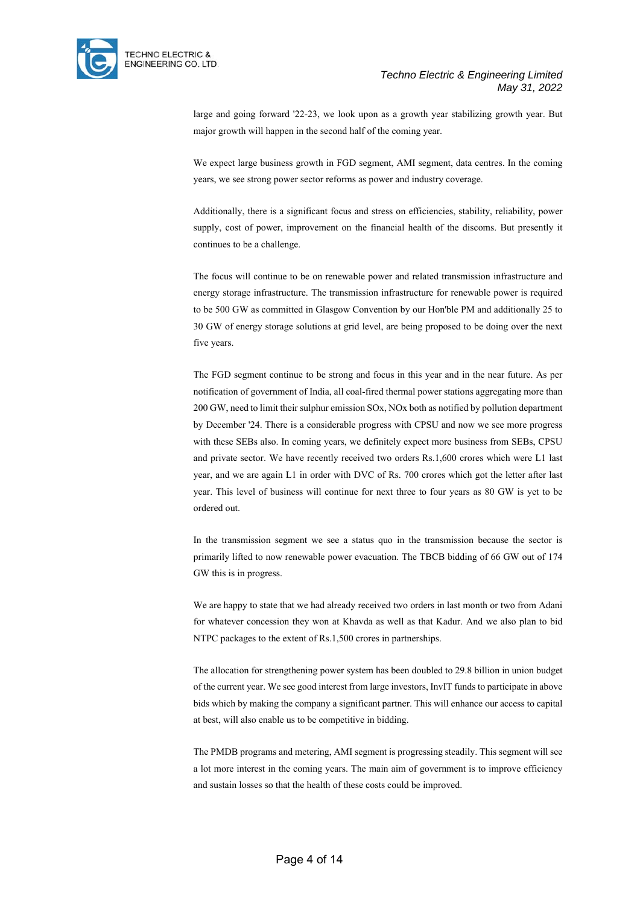large and going forward '22-23, we look upon as a growth year stabilizing growth year. But major growth will happen in the second half of the coming year.

We expect large business growth in FGD segment, AMI segment, data centres. In the coming years, we see strong power sector reforms as power and industry coverage.

Additionally, there is a significant focus and stress on efficiencies, stability, reliability, power supply, cost of power, improvement on the financial health of the discoms. But presently it continues to be a challenge.

The focus will continue to be on renewable power and related transmission infrastructure and energy storage infrastructure. The transmission infrastructure for renewable power is required to be 500 GW as committed in Glasgow Convention by our Hon'ble PM and additionally 25 to 30 GW of energy storage solutions at grid level, are being proposed to be doing over the next five years.

The FGD segment continue to be strong and focus in this year and in the near future. As per notification of government of India, all coal-fired thermal power stations aggregating more than 200 GW, need to limit their sulphur emission SOx, NOx both as notified by pollution department by December '24. There is a considerable progress with CPSU and now we see more progress with these SEBs also. In coming years, we definitely expect more business from SEBs, CPSU and private sector. We have recently received two orders Rs.1,600 crores which were L1 last year, and we are again L1 in order with DVC of Rs. 700 crores which got the letter after last year. This level of business will continue for next three to four years as 80 GW is yet to be ordered out.

In the transmission segment we see a status quo in the transmission because the sector is primarily lifted to now renewable power evacuation. The TBCB bidding of 66 GW out of 174 GW this is in progress.

We are happy to state that we had already received two orders in last month or two from Adani for whatever concession they won at Khavda as well as that Kadur. And we also plan to bid NTPC packages to the extent of Rs.1,500 crores in partnerships.

The allocation for strengthening power system has been doubled to 29.8 billion in union budget of the current year. We see good interest from large investors, InvIT funds to participate in above bids which by making the company a significant partner. This will enhance our access to capital at best, will also enable us to be competitive in bidding.

The PMDB programs and metering, AMI segment is progressing steadily. This segment will see a lot more interest in the coming years. The main aim of government is to improve efficiency and sustain losses so that the health of these costs could be improved.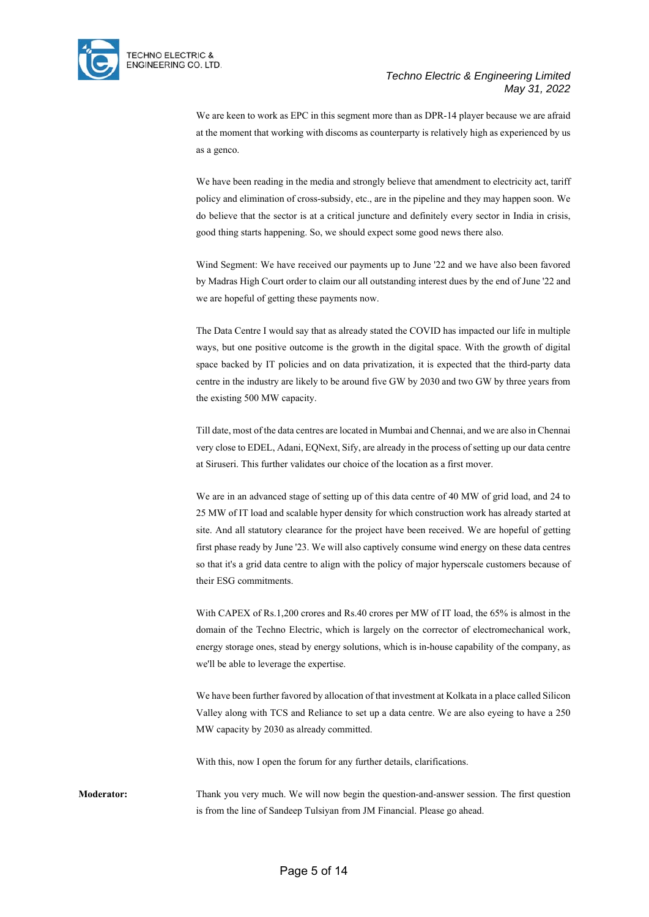We are keen to work as EPC in this segment more than as DPR-14 player because we are afraid at the moment that working with discoms as counterparty is relatively high as experienced by us as a genco.

We have been reading in the media and strongly believe that amendment to electricity act, tariff policy and elimination of cross-subsidy, etc., are in the pipeline and they may happen soon. We do believe that the sector is at a critical juncture and definitely every sector in India in crisis, good thing starts happening. So, we should expect some good news there also.

Wind Segment: We have received our payments up to June '22 and we have also been favored by Madras High Court order to claim our all outstanding interest dues by the end of June '22 and we are hopeful of getting these payments now.

The Data Centre I would say that as already stated the COVID has impacted our life in multiple ways, but one positive outcome is the growth in the digital space. With the growth of digital space backed by IT policies and on data privatization, it is expected that the third-party data centre in the industry are likely to be around five GW by 2030 and two GW by three years from the existing 500 MW capacity.

Till date, most of the data centres are located in Mumbai and Chennai, and we are also in Chennai very close to EDEL, Adani, EQNext, Sify, are already in the process of setting up our data centre at Siruseri. This further validates our choice of the location as a first mover.

We are in an advanced stage of setting up of this data centre of 40 MW of grid load, and 24 to 25 MW of IT load and scalable hyper density for which construction work has already started at site. And all statutory clearance for the project have been received. We are hopeful of getting first phase ready by June '23. We will also captively consume wind energy on these data centres so that it's a grid data centre to align with the policy of major hyperscale customers because of their ESG commitments.

With CAPEX of Rs.1,200 crores and Rs.40 crores per MW of IT load, the 65% is almost in the domain of the Techno Electric, which is largely on the corrector of electromechanical work, energy storage ones, stead by energy solutions, which is in-house capability of the company, as we'll be able to leverage the expertise.

We have been further favored by allocation of that investment at Kolkata in a place called Silicon Valley along with TCS and Reliance to set up a data centre. We are also eyeing to have a 250 MW capacity by 2030 as already committed.

With this, now I open the forum for any further details, clarifications.

**Moderator:** Thank you very much. We will now begin the question-and-answer session. The first question is from the line of Sandeep Tulsiyan from JM Financial. Please go ahead.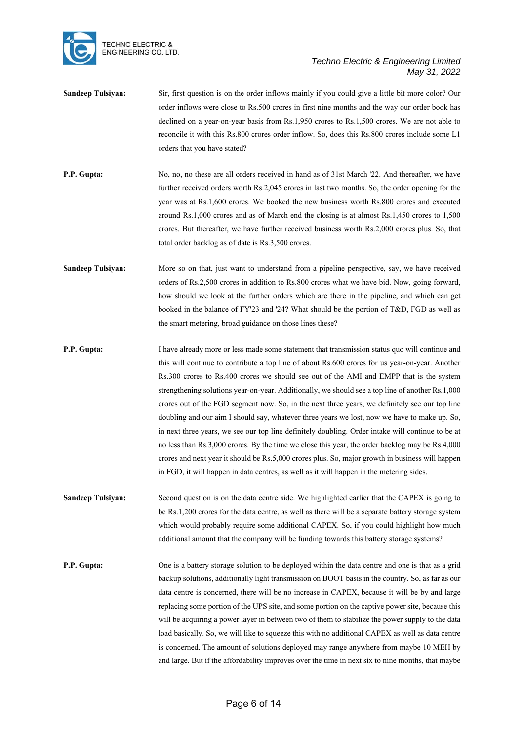**Sandeep Tulsiyan:** Sir, first question is on the order inflows mainly if you could give a little bit more color? Our order inflows were close to Rs.500 crores in first nine months and the way our order book has declined on a year-on-year basis from Rs.1,950 crores to Rs.1,500 crores. We are not able to reconcile it with this Rs.800 crores order inflow. So, does this Rs.800 crores include some L1 orders that you have stated?

**P.P. Gupta:** No, no, no these are all orders received in hand as of 31st March '22. And thereafter, we have further received orders worth Rs.2,045 crores in last two months. So, the order opening for the year was at Rs.1,600 crores. We booked the new business worth Rs.800 crores and executed around Rs.1,000 crores and as of March end the closing is at almost Rs.1,450 crores to 1,500 crores. But thereafter, we have further received business worth Rs.2,000 crores plus. So, that total order backlog as of date is Rs.3,500 crores.

**Sandeep Tulsiyan:** More so on that, just want to understand from a pipeline perspective, say, we have received orders of Rs.2,500 crores in addition to Rs.800 crores what we have bid. Now, going forward, how should we look at the further orders which are there in the pipeline, and which can get booked in the balance of FY'23 and '24? What should be the portion of T&D, FGD as well as the smart metering, broad guidance on those lines these?

**P.P. Gupta:** I have already more or less made some statement that transmission status quo will continue and this will continue to contribute a top line of about Rs.600 crores for us year-on-year. Another Rs.300 crores to Rs.400 crores we should see out of the AMI and EMPP that is the system strengthening solutions year-on-year. Additionally, we should see a top line of another Rs.1,000 crores out of the FGD segment now. So, in the next three years, we definitely see our top line doubling and our aim I should say, whatever three years we lost, now we have to make up. So, in next three years, we see our top line definitely doubling. Order intake will continue to be at no less than Rs.3,000 crores. By the time we close this year, the order backlog may be Rs.4,000 crores and next year it should be Rs.5,000 crores plus. So, major growth in business will happen in FGD, it will happen in data centres, as well as it will happen in the metering sides.

**Sandeep Tulsiyan:** Second question is on the data centre side. We highlighted earlier that the CAPEX is going to be Rs.1,200 crores for the data centre, as well as there will be a separate battery storage system which would probably require some additional CAPEX. So, if you could highlight how much additional amount that the company will be funding towards this battery storage systems?

**P.P. Gupta:** One is a battery storage solution to be deployed within the data centre and one is that as a grid backup solutions, additionally light transmission on BOOT basis in the country. So, as far as our data centre is concerned, there will be no increase in CAPEX, because it will be by and large replacing some portion of the UPS site, and some portion on the captive power site, because this will be acquiring a power layer in between two of them to stabilize the power supply to the data load basically. So, we will like to squeeze this with no additional CAPEX as well as data centre is concerned. The amount of solutions deployed may range anywhere from maybe 10 MEH by and large. But if the affordability improves over the time in next six to nine months, that maybe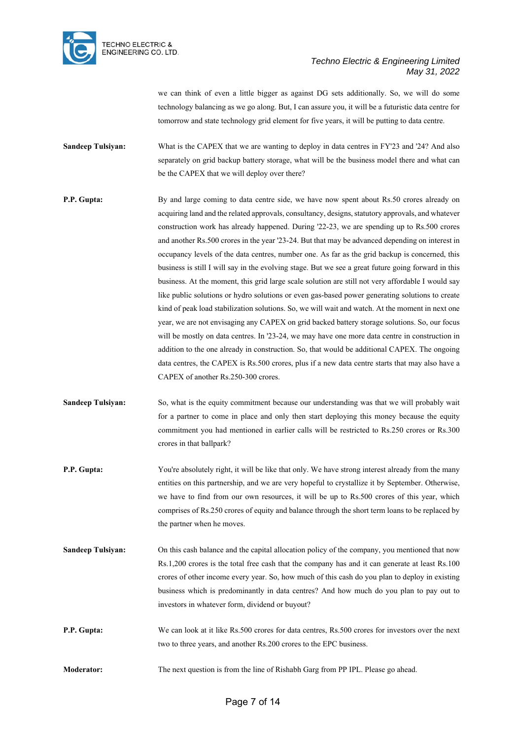we can think of even a little bigger as against DG sets additionally. So, we will do some technology balancing as we go along. But, I can assure you, it will be a futuristic data centre for tomorrow and state technology grid element for five years, it will be putting to data centre.

**Sandeep Tulsiyan:** What is the CAPEX that we are wanting to deploy in data centres in FY'23 and '24? And also separately on grid backup battery storage, what will be the business model there and what can be the CAPEX that we will deploy over there?

**P.P. Gupta:** By and large coming to data centre side, we have now spent about Rs.50 crores already on acquiring land and the related approvals, consultancy, designs, statutory approvals, and whatever construction work has already happened. During '22-23, we are spending up to Rs.500 crores and another Rs.500 crores in the year '23-24. But that may be advanced depending on interest in occupancy levels of the data centres, number one. As far as the grid backup is concerned, this business is still I will say in the evolving stage. But we see a great future going forward in this business. At the moment, this grid large scale solution are still not very affordable I would say like public solutions or hydro solutions or even gas-based power generating solutions to create kind of peak load stabilization solutions. So, we will wait and watch. At the moment in next one year, we are not envisaging any CAPEX on grid backed battery storage solutions. So, our focus will be mostly on data centres. In '23-24, we may have one more data centre in construction in addition to the one already in construction. So, that would be additional CAPEX. The ongoing data centres, the CAPEX is Rs.500 crores, plus if a new data centre starts that may also have a CAPEX of another Rs.250-300 crores.

**Sandeep Tulsiyan:** So, what is the equity commitment because our understanding was that we will probably wait for a partner to come in place and only then start deploying this money because the equity commitment you had mentioned in earlier calls will be restricted to Rs.250 crores or Rs.300 crores in that ballpark?

**P.P. Gupta:** You're absolutely right, it will be like that only. We have strong interest already from the many entities on this partnership, and we are very hopeful to crystallize it by September. Otherwise, we have to find from our own resources, it will be up to Rs.500 crores of this year, which comprises of Rs.250 crores of equity and balance through the short term loans to be replaced by the partner when he moves.

**Sandeep Tulsiyan:** On this cash balance and the capital allocation policy of the company, you mentioned that now Rs.1,200 crores is the total free cash that the company has and it can generate at least Rs.100 crores of other income every year. So, how much of this cash do you plan to deploy in existing business which is predominantly in data centres? And how much do you plan to pay out to investors in whatever form, dividend or buyout?

**P.P. Gupta:** We can look at it like Rs.500 crores for data centres, Rs.500 crores for investors over the next two to three years, and another Rs.200 crores to the EPC business.

**Moderator:** The next question is from the line of Rishabh Garg from PP IPL. Please go ahead.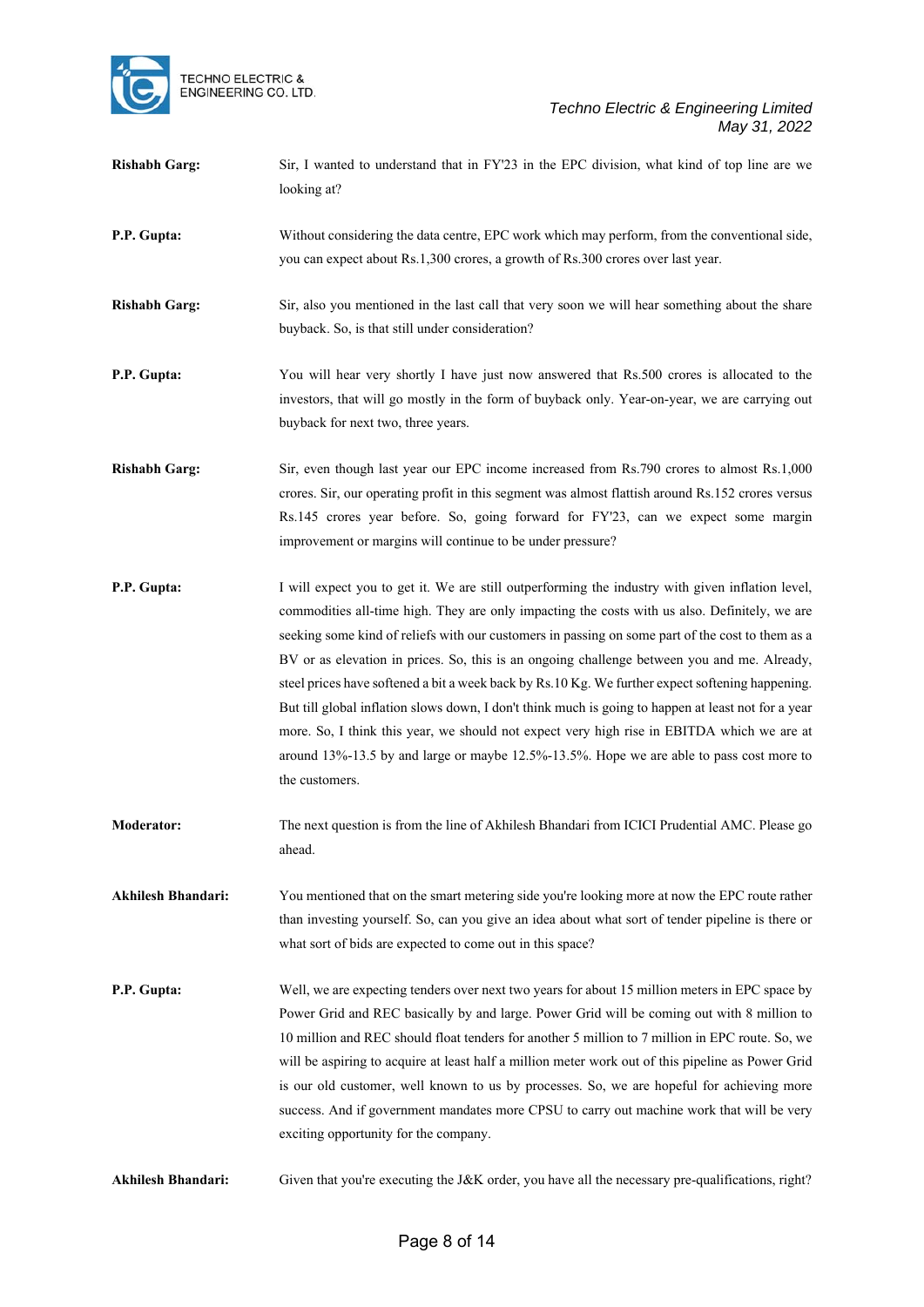**Rishabh Garg:** Sir, I wanted to understand that in FY'23 in the EPC division, what kind of top line are we looking at?

**P.P. Gupta:** Without considering the data centre, EPC work which may perform, from the conventional side, you can expect about Rs.1,300 crores, a growth of Rs.300 crores over last year.

**Rishabh Garg:** Sir, also you mentioned in the last call that very soon we will hear something about the share buyback. So, is that still under consideration?

**P.P. Gupta:** You will hear very shortly I have just now answered that Rs.500 crores is allocated to the investors, that will go mostly in the form of buyback only. Year-on-year, we are carrying out buyback for next two, three years.

**Rishabh Garg:** Sir, even though last year our EPC income increased from Rs.790 crores to almost Rs.1,000 crores. Sir, our operating profit in this segment was almost flattish around Rs.152 crores versus Rs.145 crores year before. So, going forward for FY'23, can we expect some margin improvement or margins will continue to be under pressure?

**P.P. Gupta:** I will expect you to get it. We are still outperforming the industry with given inflation level, commodities all-time high. They are only impacting the costs with us also. Definitely, we are seeking some kind of reliefs with our customers in passing on some part of the cost to them as a BV or as elevation in prices. So, this is an ongoing challenge between you and me. Already, steel prices have softened a bit a week back by Rs.10 Kg. We further expect softening happening. But till global inflation slows down, I don't think much is going to happen at least not for a year more. So, I think this year, we should not expect very high rise in EBITDA which we are at around 13%-13.5 by and large or maybe 12.5%-13.5%. Hope we are able to pass cost more to the customers.

**Moderator:** The next question is from the line of Akhilesh Bhandari from ICICI Prudential AMC. Please go ahead.

**Akhilesh Bhandari:** You mentioned that on the smart metering side you're looking more at now the EPC route rather than investing yourself. So, can you give an idea about what sort of tender pipeline is there or what sort of bids are expected to come out in this space?

**P.P. Gupta:** Well, we are expecting tenders over next two years for about 15 million meters in EPC space by Power Grid and REC basically by and large. Power Grid will be coming out with 8 million to 10 million and REC should float tenders for another 5 million to 7 million in EPC route. So, we will be aspiring to acquire at least half a million meter work out of this pipeline as Power Grid is our old customer, well known to us by processes. So, we are hopeful for achieving more success. And if government mandates more CPSU to carry out machine work that will be very exciting opportunity for the company.

**Akhilesh Bhandari:** Given that you're executing the J&K order, you have all the necessary pre-qualifications, right?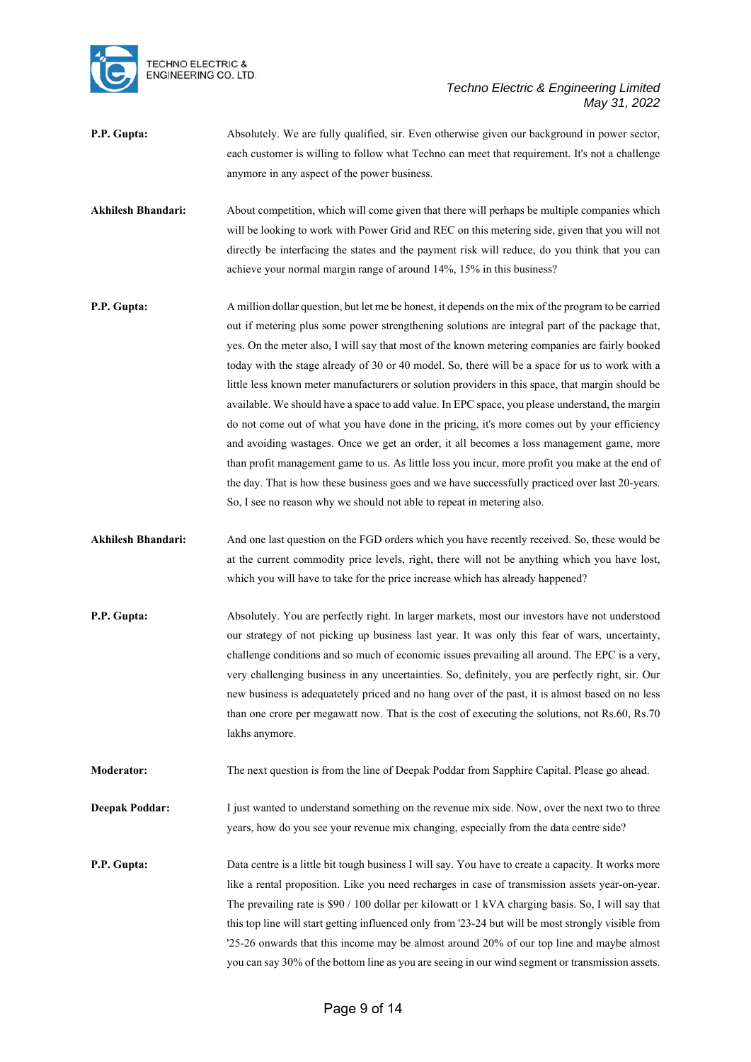**P.P. Gupta:** Absolutely. We are fully qualified, sir. Even otherwise given our background in power sector, each customer is willing to follow what Techno can meet that requirement. It's not a challenge anymore in any aspect of the power business.

**Akhilesh Bhandari:** About competition, which will come given that there will perhaps be multiple companies which will be looking to work with Power Grid and REC on this metering side, given that you will not directly be interfacing the states and the payment risk will reduce, do you think that you can achieve your normal margin range of around 14%, 15% in this business?

**P.P. Gupta:** A million dollar question, but let me be honest, it depends on the mix of the program to be carried out if metering plus some power strengthening solutions are integral part of the package that, yes. On the meter also, I will say that most of the known metering companies are fairly booked today with the stage already of 30 or 40 model. So, there will be a space for us to work with a little less known meter manufacturers or solution providers in this space, that margin should be available. We should have a space to add value. In EPC space, you please understand, the margin do not come out of what you have done in the pricing, it's more comes out by your efficiency and avoiding wastages. Once we get an order, it all becomes a loss management game, more than profit management game to us. As little loss you incur, more profit you make at the end of the day. That is how these business goes and we have successfully practiced over last 20-years. So, I see no reason why we should not able to repeat in metering also.

**Akhilesh Bhandari:** And one last question on the FGD orders which you have recently received. So, these would be at the current commodity price levels, right, there will not be anything which you have lost, which you will have to take for the price increase which has already happened?

**P.P. Gupta:** Absolutely. You are perfectly right. In larger markets, most our investors have not understood our strategy of not picking up business last year. It was only this fear of wars, uncertainty, challenge conditions and so much of economic issues prevailing all around. The EPC is a very, very challenging business in any uncertainties. So, definitely, you are perfectly right, sir. Our new business is adequatetely priced and no hang over of the past, it is almost based on no less than one crore per megawatt now. That is the cost of executing the solutions, not Rs.60, Rs.70 lakhs anymore.

**Moderator:** The next question is from the line of Deepak Poddar from Sapphire Capital. Please go ahead.

**Deepak Poddar:** I just wanted to understand something on the revenue mix side. Now, over the next two to three years, how do you see your revenue mix changing, especially from the data centre side?

**P.P. Gupta:** Data centre is a little bit tough business I will say. You have to create a capacity. It works more like a rental proposition. Like you need recharges in case of transmission assets year-on-year. The prevailing rate is $90 / 100 dollar per kilowatt or 1 kVA charging basis. So, I will say that this top line will start getting influenced only from '23-24 but will be most strongly visible from '25-26 onwards that this income may be almost around 20% of our top line and maybe almost you can say 30% of the bottom line as you are seeing in our wind segment or transmission assets.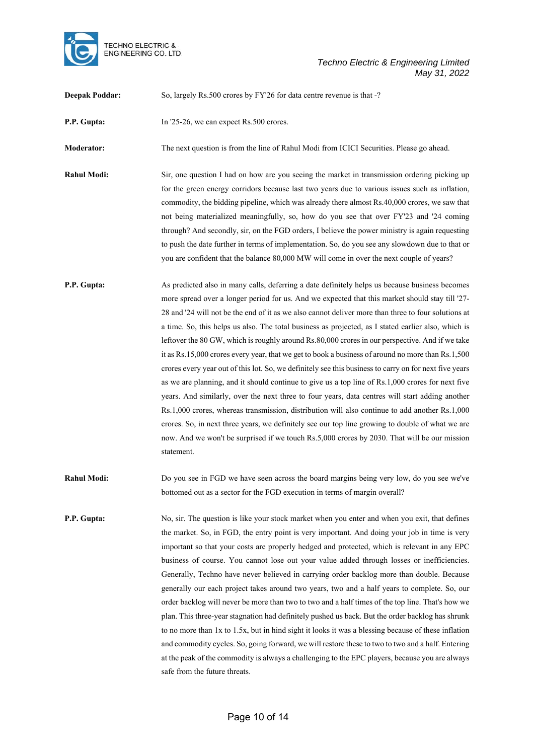**Deepak Poddar:** So, largely Rs.500 crores by FY'26 for data centre revenue is that -?

**P.P. Gupta:** In '25-26, we can expect Rs.500 crores.

**Moderator:** The next question is from the line of Rahul Modi from ICICI Securities. Please go ahead.

**Rahul Modi:** Sir, one question I had on how are you seeing the market in transmission ordering picking up for the green energy corridors because last two years due to various issues such as inflation, commodity, the bidding pipeline, which was already there almost Rs.40,000 crores, we saw that not being materialized meaningfully, so, how do you see that over FY'23 and '24 coming through? And secondly, sir, on the FGD orders, I believe the power ministry is again requesting to push the date further in terms of implementation. So, do you see any slowdown due to that or you are confident that the balance 80,000 MW will come in over the next couple of years?

**P.P. Gupta:** As predicted also in many calls, deferring a date definitely helps us because business becomes more spread over a longer period for us. And we expected that this market should stay till '27-28 and '24 will not be the end of it as we also cannot deliver more than three to four solutions at a time. So, this helps us also. The total business as projected, as I stated earlier also, which is leftover the 80 GW, which is roughly around Rs.80,000 crores in our perspective. And if we take it as Rs.15,000 crores every year, that we get to book a business of around no more than Rs.1,500 crores every year out of this lot. So, we definitely see this business to carry on for next five years as we are planning, and it should continue to give us a top line of Rs.1,000 crores for next five years. And similarly, over the next three to four years, data centres will start adding another Rs.1,000 crores, whereas transmission, distribution will also continue to add another Rs.1,000 crores. So, in next three years, we definitely see our top line growing to double of what we are now. And we won't be surprised if we touch Rs.5,000 crores by 2030. That will be our mission statement.

**Rahul Modi:** Do you see in FGD we have seen across the board margins being very low, do you see we've bottomed out as a sector for the FGD execution in terms of margin overall?

**P.P. Gupta:** No, sir. The question is like your stock market when you enter and when you exit, that defines the market. So, in FGD, the entry point is very important. And doing your job in time is very important so that your costs are properly hedged and protected, which is relevant in any EPC business of course. You cannot lose out your value added through losses or inefficiencies. Generally, Techno have never believed in carrying order backlog more than double. Because generally our each project takes around two years, two and a half years to complete. So, our order backlog will never be more than two to two and a half times of the top line. That's how we plan. This three-year stagnation had definitely pushed us back. But the order backlog has shrunk to no more than 1x to 1.5x, but in hind sight it looks it was a blessing because of these inflation and commodity cycles. So, going forward, we will restore these to two to two and a half. Entering at the peak of the commodity is always a challenging to the EPC players, because you are always safe from the future threats.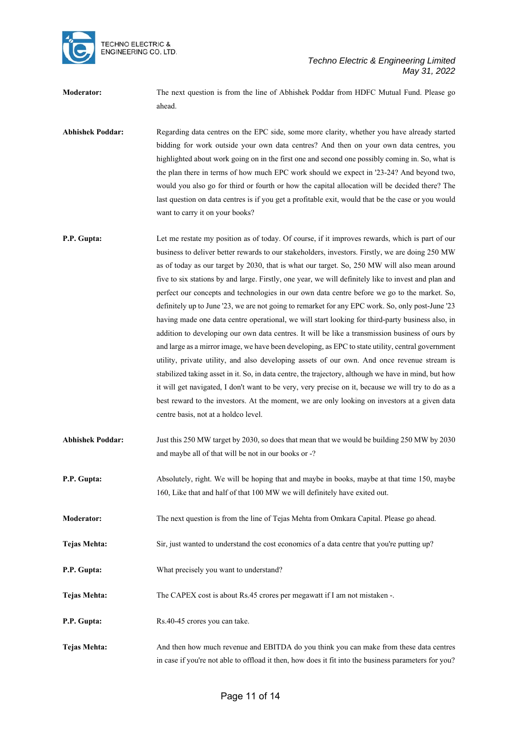**Moderator:** The next question is from the line of Abhishek Poddar from HDFC Mutual Fund. Please go ahead.

**Abhishek Poddar:** Regarding data centres on the EPC side, some more clarity, whether you have already started bidding for work outside your own data centres? And then on your own data centres, you highlighted about work going on in the first one and second one possibly coming in. So, what is the plan there in terms of how much EPC work should we expect in '23-24? And beyond two, would you also go for third or fourth or how the capital allocation will be decided there? The last question on data centres is if you get a profitable exit, would that be the case or you would want to carry it on your books?

**P.P. Gupta:** Let me restate my position as of today. Of course, if it improves rewards, which is part of our business to deliver better rewards to our stakeholders, investors. Firstly, we are doing 250 MW as of today as our target by 2030, that is what our target. So, 250 MW will also mean around five to six stations by and large. Firstly, one year, we will definitely like to invest and plan and perfect our concepts and technologies in our own data centre before we go to the market. So, definitely up to June '23, we are not going to remarket for any EPC work. So, only post-June '23 having made one data centre operational, we will start looking for third-party business also, in addition to developing our own data centres. It will be like a transmission business of ours by and large as a mirror image, we have been developing, as EPC to state utility, central government utility, private utility, and also developing assets of our own. And once revenue stream is stabilized taking asset in it. So, in data centre, the trajectory, although we have in mind, but how it will get navigated, I don't want to be very, very precise on it, because we will try to do as a best reward to the investors. At the moment, we are only looking on investors at a given data centre basis, not at a holdco level.

**Abhishek Poddar:** Just this 250 MW target by 2030, so does that mean that we would be building 250 MW by 2030 and maybe all of that will be not in our books or -?

**P.P. Gupta:** Absolutely, right. We will be hoping that and maybe in books, maybe at that time 150, maybe 160, Like that and half of that 100 MW we will definitely have exited out.

**Moderator:** The next question is from the line of Tejas Mehta from Omkara Capital. Please go ahead.

**Tejas Mehta:** Sir, just wanted to understand the cost economics of a data centre that you're putting up?

**P.P. Gupta:** What precisely you want to understand?

**Tejas Mehta:** The CAPEX cost is about Rs.45 crores per megawatt if I am not mistaken -.

**P.P. Gupta:** Rs.40-45 crores you can take.

**Tejas Mehta:** And then how much revenue and EBITDA do you think you can make from these data centres in case if you're not able to offload it then, how does it fit into the business parameters for you?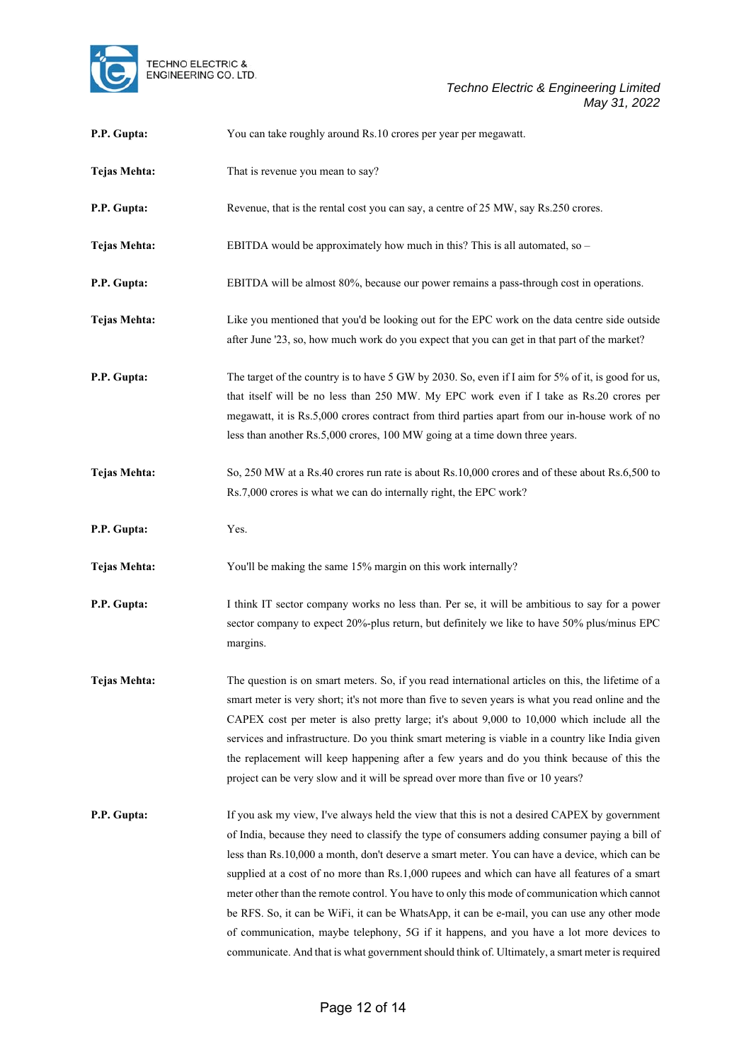**P.P. Gupta:** You can take roughly around Rs.10 crores per year per megawatt.

**Tejas Mehta:** That is revenue you mean to say?

**P.P. Gupta:** Revenue, that is the rental cost you can say, a centre of 25 MW, say Rs.250 crores.

**Tejas Mehta:** EBITDA would be approximately how much in this? This is all automated, so –

**P.P. Gupta:** EBITDA will be almost 80%, because our power remains a pass-through cost in operations.

**Tejas Mehta:** Like you mentioned that you'd be looking out for the EPC work on the data centre side outside after June '23, so, how much work do you expect that you can get in that part of the market?

**P.P. Gupta:** The target of the country is to have 5 GW by 2030. So, even if I aim for 5% of it, is good for us, that itself will be no less than 250 MW. My EPC work even if I take as Rs.20 crores per megawatt, it is Rs.5,000 crores contract from third parties apart from our in-house work of no less than another Rs.5,000 crores, 100 MW going at a time down three years.

**Tejas Mehta:** So, 250 MW at a Rs.40 crores run rate is about Rs.10,000 crores and of these about Rs.6,500 to Rs.7,000 crores is what we can do internally right, the EPC work?

**P.P. Gupta:** Yes.

**Tejas Mehta:** You'll be making the same 15% margin on this work internally?

**P.P. Gupta:** I think IT sector company works no less than. Per se, it will be ambitious to say for a power sector company to expect 20%-plus return, but definitely we like to have 50% plus/minus EPC margins.

**Tejas Mehta:** The question is on smart meters. So, if you read international articles on this, the lifetime of a smart meter is very short; it's not more than five to seven years is what you read online and the CAPEX cost per meter is also pretty large; it's about 9,000 to 10,000 which include all the services and infrastructure. Do you think smart metering is viable in a country like India given the replacement will keep happening after a few years and do you think because of this the project can be very slow and it will be spread over more than five or 10 years?

**P.P. Gupta:** If you ask my view, I've always held the view that this is not a desired CAPEX by government of India, because they need to classify the type of consumers adding consumer paying a bill of less than Rs.10,000 a month, don't deserve a smart meter. You can have a device, which can be supplied at a cost of no more than Rs.1,000 rupees and which can have all features of a smart meter other than the remote control. You have to only this mode of communication which cannot be RFS. So, it can be WiFi, it can be WhatsApp, it can be e-mail, you can use any other mode of communication, maybe telephony, 5G if it happens, and you have a lot more devices to communicate. And that is what government should think of. Ultimately, a smart meter is required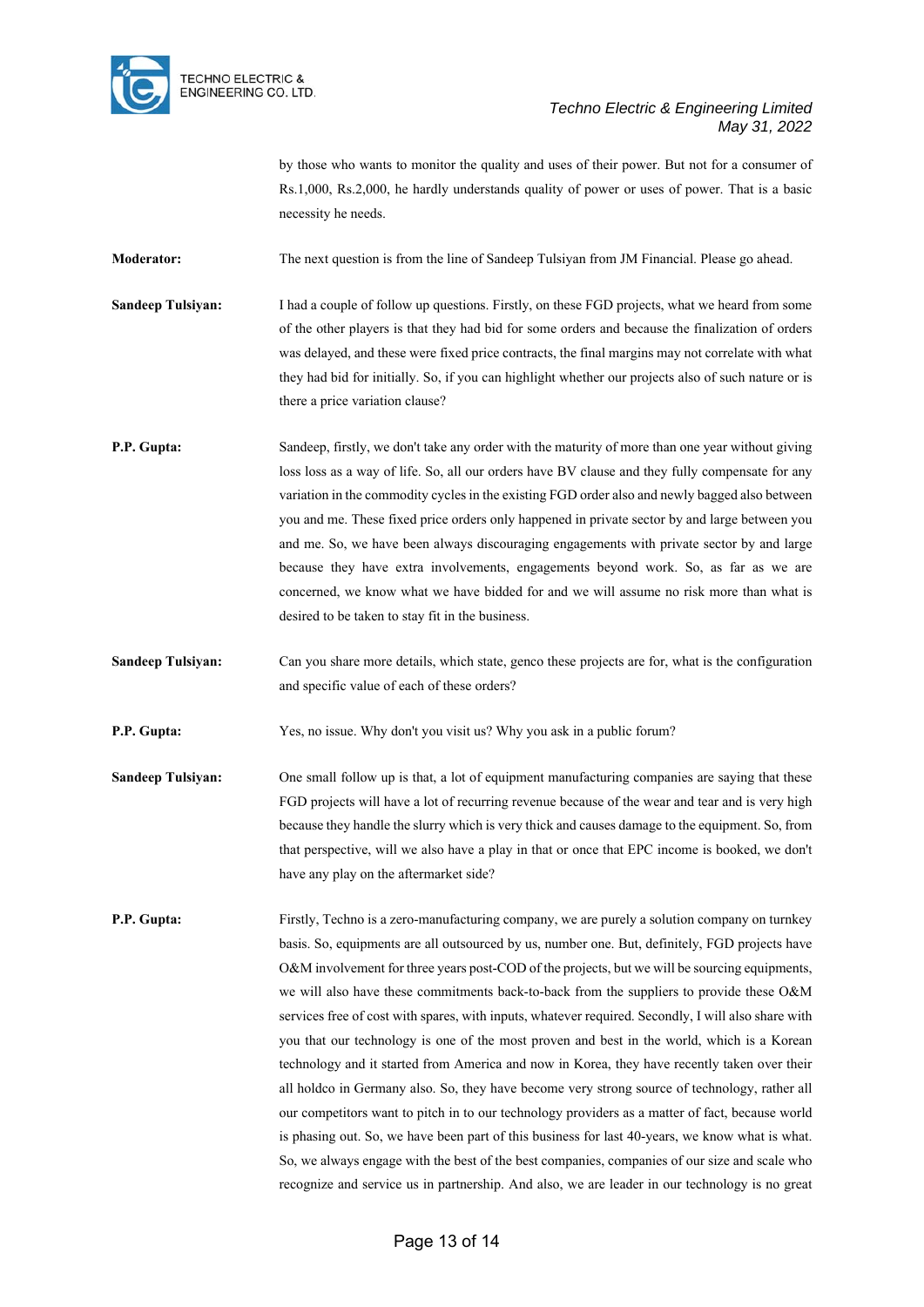by those who wants to monitor the quality and uses of their power. But not for a consumer of Rs.1,000, Rs.2,000, he hardly understands quality of power or uses of power. That is a basic necessity he needs.

**Moderator:** The next question is from the line of Sandeep Tulsiyan from JM Financial. Please go ahead.

**Sandeep Tulsiyan:** I had a couple of follow up questions. Firstly, on these FGD projects, what we heard from some of the other players is that they had bid for some orders and because the finalization of orders was delayed, and these were fixed price contracts, the final margins may not correlate with what they had bid for initially. So, if you can highlight whether our projects also of such nature or is there a price variation clause?

**P.P. Gupta:** Sandeep, firstly, we don't take any order with the maturity of more than one year without giving loss loss as a way of life. So, all our orders have BV clause and they fully compensate for any variation in the commodity cycles in the existing FGD order also and newly bagged also between you and me. These fixed price orders only happened in private sector by and large between you and me. So, we have been always discouraging engagements with private sector by and large because they have extra involvements, engagements beyond work. So, as far as we are concerned, we know what we have bidded for and we will assume no risk more than what is desired to be taken to stay fit in the business.

**Sandeep Tulsiyan:** Can you share more details, which state, genco these projects are for, what is the configuration and specific value of each of these orders?

**P.P. Gupta:** Yes, no issue. Why don't you visit us? Why you ask in a public forum?

**Sandeep Tulsiyan:** One small follow up is that, a lot of equipment manufacturing companies are saying that these FGD projects will have a lot of recurring revenue because of the wear and tear and is very high because they handle the slurry which is very thick and causes damage to the equipment. So, from that perspective, will we also have a play in that or once that EPC income is booked, we don't have any play on the aftermarket side?

**P.P. Gupta:** Firstly, Techno is a zero-manufacturing company, we are purely a solution company on turnkey basis. So, equipments are all outsourced by us, number one. But, definitely, FGD projects have O&M involvement for three years post-COD of the projects, but we will be sourcing equipments, we will also have these commitments back-to-back from the suppliers to provide these O&M services free of cost with spares, with inputs, whatever required. Secondly, I will also share with you that our technology is one of the most proven and best in the world, which is a Korean technology and it started from America and now in Korea, they have recently taken over their all holdco in Germany also. So, they have become very strong source of technology, rather all our competitors want to pitch in to our technology providers as a matter of fact, because world is phasing out. So, we have been part of this business for last 40-years, we know what is what. So, we always engage with the best of the best companies, companies of our size and scale who recognize and service us in partnership. And also, we are leader in our technology is no great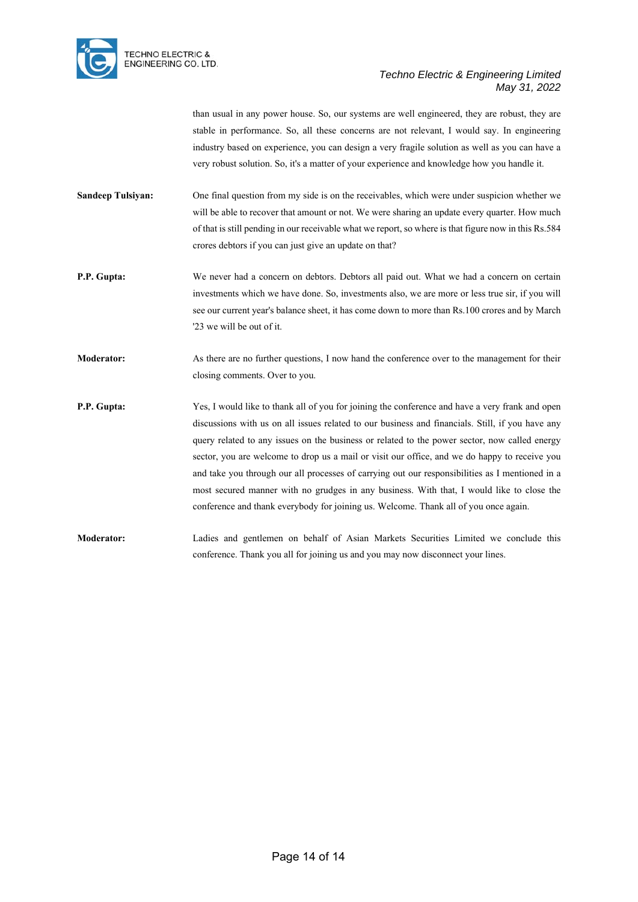than usual in any power house. So, our systems are well engineered, they are robust, they are stable in performance. So, all these concerns are not relevant, I would say. In engineering industry based on experience, you can design a very fragile solution as well as you can have a very robust solution. So, it's a matter of your experience and knowledge how you handle it.

**Sandeep Tulsiyan:** One final question from my side is on the receivables, which were under suspicion whether we will be able to recover that amount or not. We were sharing an update every quarter. How much of that is still pending in our receivable what we report, so where is that figure now in this Rs.584 crores debtors if you can just give an update on that?

**P.P. Gupta:** We never had a concern on debtors. Debtors all paid out. What we had a concern on certain investments which we have done. So, investments also, we are more or less true sir, if you will see our current year's balance sheet, it has come down to more than Rs.100 crores and by March '23 we will be out of it.

**Moderator:** As there are no further questions, I now hand the conference over to the management for their closing comments. Over to you.

**P.P. Gupta:** Yes, I would like to thank all of you for joining the conference and have a very frank and open discussions with us on all issues related to our business and financials. Still, if you have any query related to any issues on the business or related to the power sector, now called energy sector, you are welcome to drop us a mail or visit our office, and we do happy to receive you and take you through our all processes of carrying out our responsibilities as I mentioned in a most secured manner with no grudges in any business. With that, I would like to close the conference and thank everybody for joining us. Welcome. Thank all of you once again.

**Moderator:** Ladies and gentlemen on behalf of Asian Markets Securities Limited we conclude this conference. Thank you all for joining us and you may now disconnect your lines.